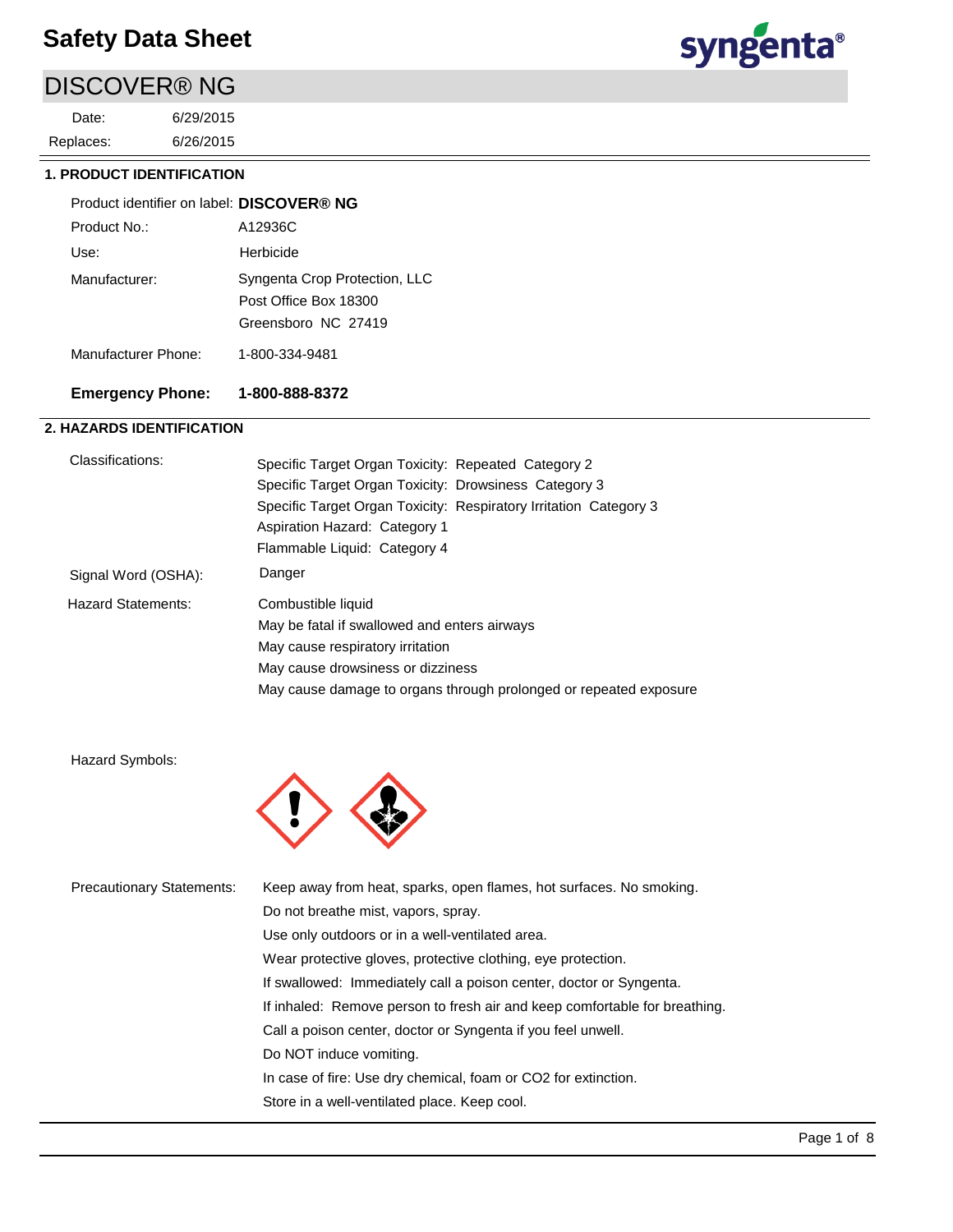# Safety Data Sheet

## DISCOVER® NG

Date: 6/29/2015

Replaces: 6/26/2015

### 1. PRODUCT IDENTIFICATION

Product identifier on label: **DISCOVER® NG**

Product No.: A12936C

Use: Herbicide

Manufacturer: Syngenta Crop Protection, LLC
Post Office Box 18300
Greensboro NC 27419

Manufacturer Phone: 1-800-334-9481

**Emergency Phone: 1-800-888-8372**

### 2. HAZARDS IDENTIFICATION

Classifications:
- Specific Target Organ Toxicity: Repeated Category 2
- Specific Target Organ Toxicity: Drowsiness Category 3
- Specific Target Organ Toxicity: Respiratory Irritation Category 3
- Aspiration Hazard: Category 1
- Flammable Liquid: Category 4

Signal Word (OSHA): Danger

Hazard Statements:
- Combustible liquid
- May be fatal if swallowed and enters airways
- May cause respiratory irritation
- May cause drowsiness or dizziness
- May cause damage to organs through prolonged or repeated exposure

Hazard Symbols:

Precautionary Statements:
- Keep away from heat, sparks, open flames, hot surfaces. No smoking.
- Do not breathe mist, vapors, spray.
- Use only outdoors or in a well-ventilated area.
- Wear protective gloves, protective clothing, eye protection.
- If swallowed: Immediately call a poison center, doctor or Syngenta.
- If inhaled: Remove person to fresh air and keep comfortable for breathing.
- Call a poison center, doctor or Syngenta if you feel unwell.
- Do NOT induce vomiting.
- In case of fire: Use dry chemical, foam or CO2 for extinction.
- Store in a well-ventilated place. Keep cool.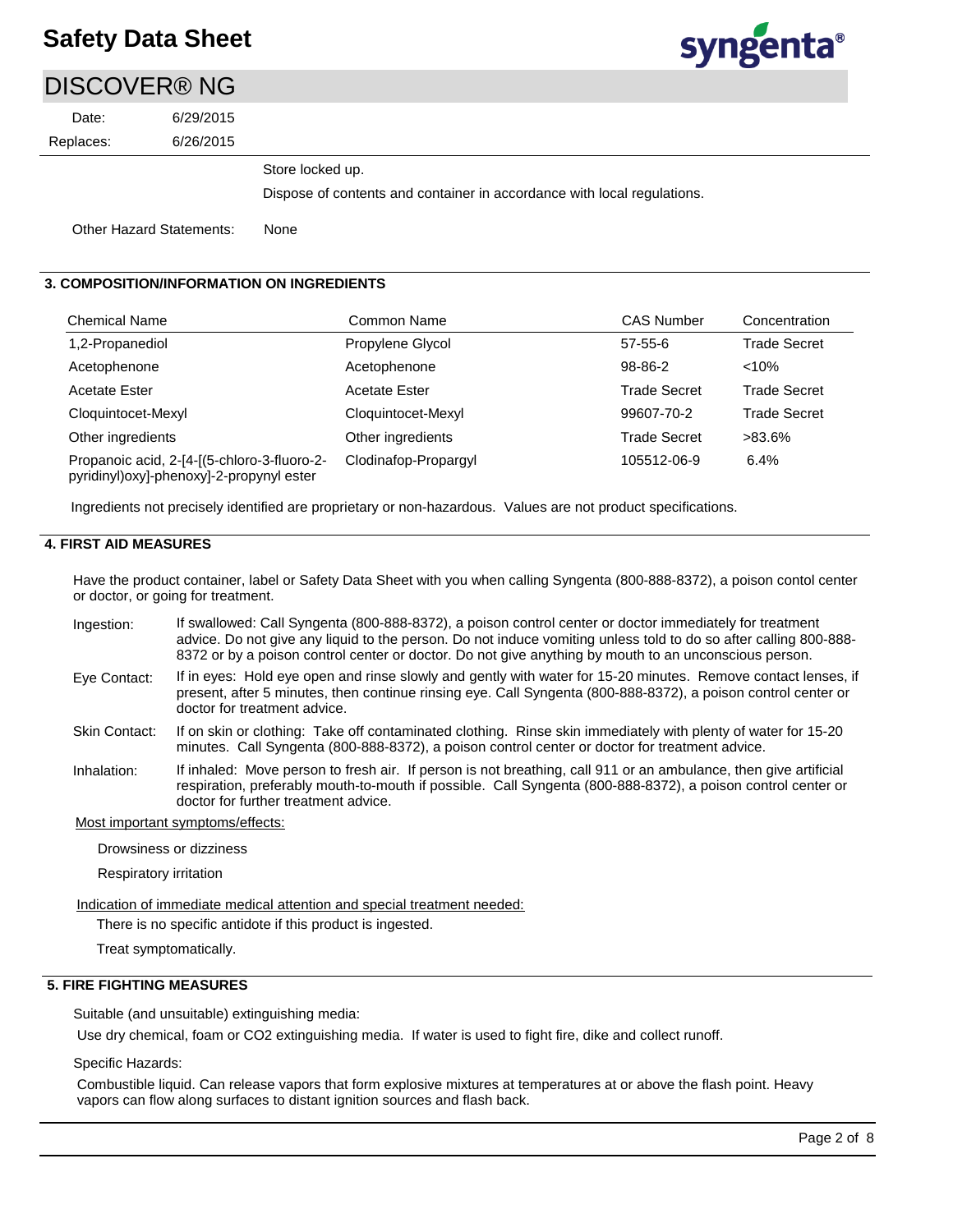Store locked up.

Dispose of contents and container in accordance with local regulations.

Other Hazard Statements: None

## 3. COMPOSITION/INFORMATION ON INGREDIENTS

| Chemical Name | Common Name | CAS Number | Concentration |
|---|---|---|---|
| 1,2-Propanediol | Propylene Glycol | 57-55-6 | Trade Secret |
| Acetophenone | Acetophenone | 98-86-2 | <10% |
| Acetate Ester | Acetate Ester | Trade Secret | Trade Secret |
| Cloquintocet-Mexyl | Cloquintocet-Mexyl | 99607-70-2 | Trade Secret |
| Other ingredients | Other ingredients | Trade Secret | >83.6% |
| Propanoic acid, 2-[4-[(5-chloro-3-fluoro-2-pyridinyl)oxy]-phenoxy]-2-propynyl ester | Clodinafop-Propargyl | 105512-06-9 | 6.4% |

Ingredients not precisely identified are proprietary or non-hazardous. Values are not product specifications.

## 4. FIRST AID MEASURES

Have the product container, label or Safety Data Sheet with you when calling Syngenta (800-888-8372), a poison contol center or doctor, or going for treatment.

**Ingestion:** If swallowed: Call Syngenta (800-888-8372), a poison control center or doctor immediately for treatment advice. Do not give any liquid to the person. Do not induce vomiting unless told to do so after calling 800-888-8372 or by a poison control center or doctor. Do not give anything by mouth to an unconscious person.

**Eye Contact:** If in eyes: Hold eye open and rinse slowly and gently with water for 15-20 minutes. Remove contact lenses, if present, after 5 minutes, then continue rinsing eye. Call Syngenta (800-888-8372), a poison control center or doctor for treatment advice.

**Skin Contact:** If on skin or clothing: Take off contaminated clothing. Rinse skin immediately with plenty of water for 15-20 minutes. Call Syngenta (800-888-8372), a poison control center or doctor for treatment advice.

**Inhalation:** If inhaled: Move person to fresh air. If person is not breathing, call 911 or an ambulance, then give artificial respiration, preferably mouth-to-mouth if possible. Call Syngenta (800-888-8372), a poison control center or doctor for further treatment advice.

Most important symptoms/effects:

Drowsiness or dizziness

Respiratory irritation

Indication of immediate medical attention and special treatment needed:

There is no specific antidote if this product is ingested.

Treat symptomatically.

## 5. FIRE FIGHTING MEASURES

Suitable (and unsuitable) extinguishing media:

Use dry chemical, foam or $CO_2$ extinguishing media. If water is used to fight fire, dike and collect runoff.

Specific Hazards:

Combustible liquid. Can release vapors that form explosive mixtures at temperatures at or above the flash point. Heavy vapors can flow along surfaces to distant ignition sources and flash back.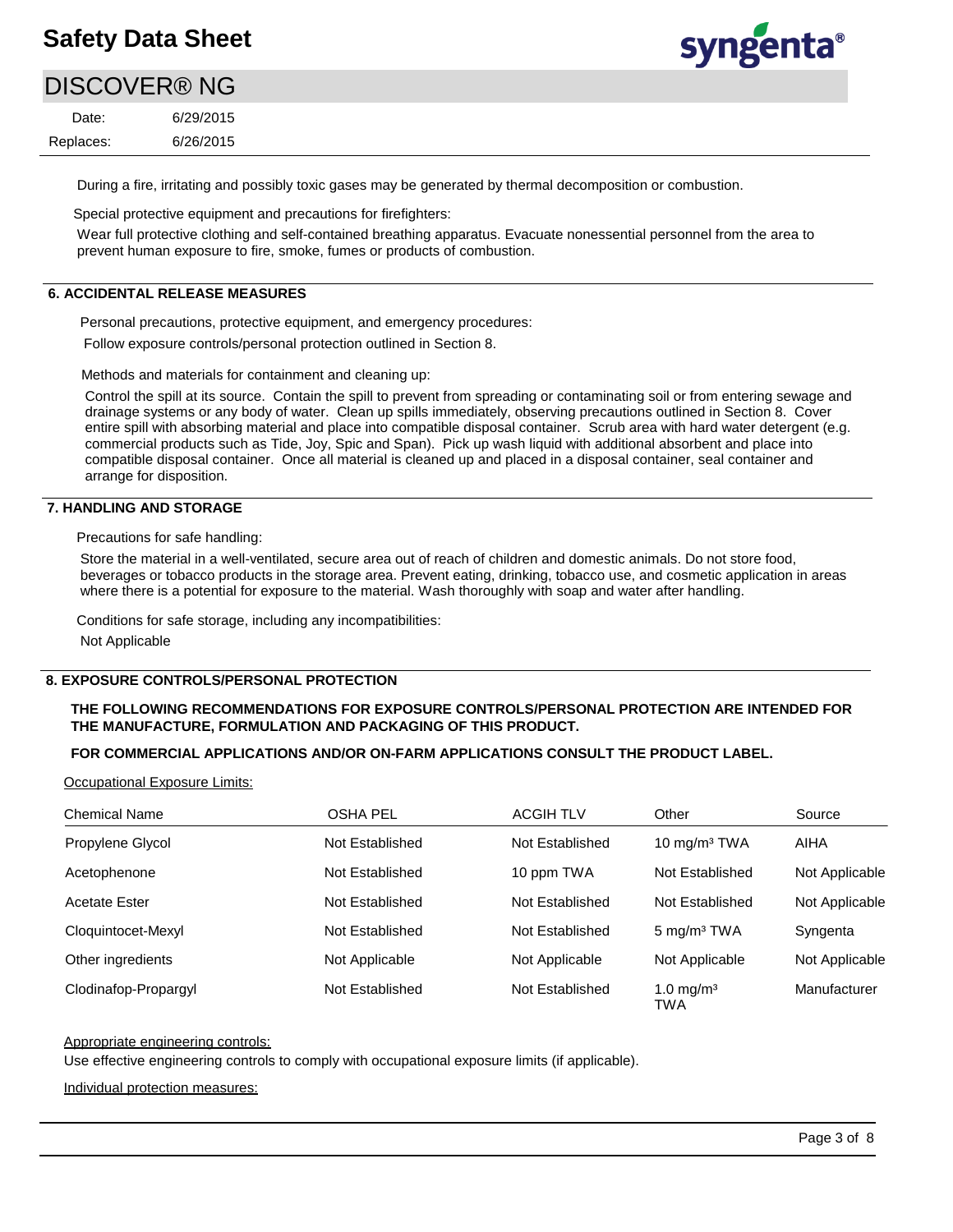During a fire, irritating and possibly toxic gases may be generated by thermal decomposition or combustion.

Special protective equipment and precautions for firefighters:

Wear full protective clothing and self-contained breathing apparatus. Evacuate nonessential personnel from the area to prevent human exposure to fire, smoke, fumes or products of combustion.

## 6. ACCIDENTAL RELEASE MEASURES

Personal precautions, protective equipment, and emergency procedures:

Follow exposure controls/personal protection outlined in Section 8.

Methods and materials for containment and cleaning up:

Control the spill at its source. Contain the spill to prevent from spreading or contaminating soil or from entering sewage and drainage systems or any body of water. Clean up spills immediately, observing precautions outlined in Section 8. Cover entire spill with absorbing material and place into compatible disposal container. Scrub area with hard water detergent (e.g. commercial products such as Tide, Joy, Spic and Span). Pick up wash liquid with additional absorbent and place into compatible disposal container. Once all material is cleaned up and placed in a disposal container, seal container and arrange for disposition.

## 7. HANDLING AND STORAGE

Precautions for safe handling:

Store the material in a well-ventilated, secure area out of reach of children and domestic animals. Do not store food, beverages or tobacco products in the storage area. Prevent eating, drinking, tobacco use, and cosmetic application in areas where there is a potential for exposure to the material. Wash thoroughly with soap and water after handling.

Conditions for safe storage, including any incompatibilities:

Not Applicable

## 8. EXPOSURE CONTROLS/PERSONAL PROTECTION

**THE FOLLOWING RECOMMENDATIONS FOR EXPOSURE CONTROLS/PERSONAL PROTECTION ARE INTENDED FOR THE MANUFACTURE, FORMULATION AND PACKAGING OF THIS PRODUCT.**

**FOR COMMERCIAL APPLICATIONS AND/OR ON-FARM APPLICATIONS CONSULT THE PRODUCT LABEL.**

Occupational Exposure Limits:

| Chemical Name | OSHA PEL | ACGIH TLV | Other | Source |
|---|---|---|---|---|
| Propylene Glycol | Not Established | Not Established | 10 mg/m³ TWA | AIHA |
| Acetophenone | Not Established | 10 ppm TWA | Not Established | Not Applicable |
| Acetate Ester | Not Established | Not Established | Not Established | Not Applicable |
| Cloquintocet-Mexyl | Not Established | Not Established | 5 mg/m³ TWA | Syngenta |
| Other ingredients | Not Applicable | Not Applicable | Not Applicable | Not Applicable |
| Clodinafop-Propargyl | Not Established | Not Established | 1.0 mg/m³ TWA | Manufacturer |

Appropriate engineering controls:

Use effective engineering controls to comply with occupational exposure limits (if applicable).

Individual protection measures: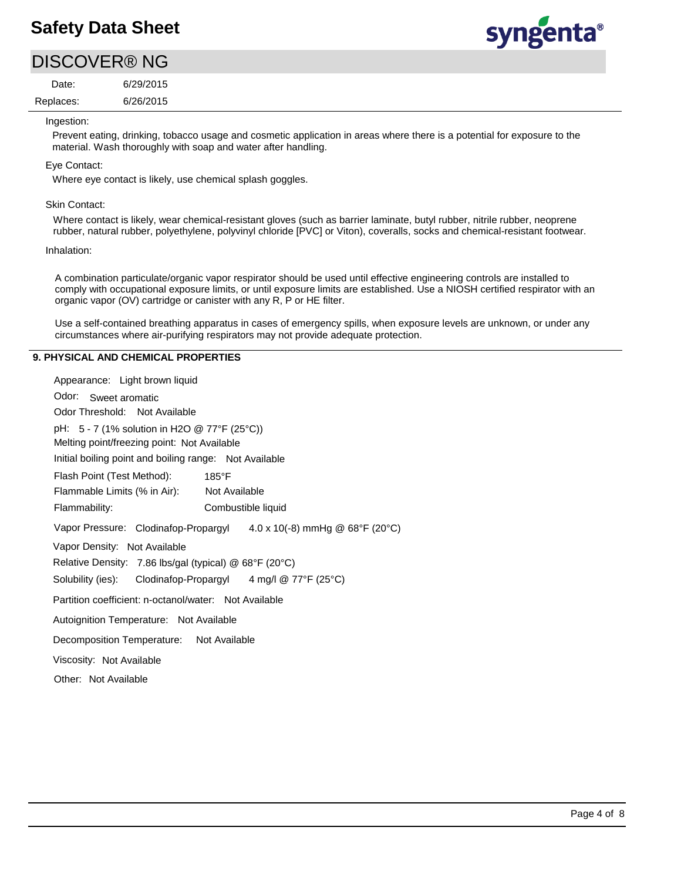Ingestion:

Prevent eating, drinking, tobacco usage and cosmetic application in areas where there is a potential for exposure to the material. Wash thoroughly with soap and water after handling.

Eye Contact:

Where eye contact is likely, use chemical splash goggles.

Skin Contact:

Where contact is likely, wear chemical-resistant gloves (such as barrier laminate, butyl rubber, nitrile rubber, neoprene rubber, natural rubber, polyethylene, polyvinyl chloride [PVC] or Viton), coveralls, socks and chemical-resistant footwear.

Inhalation:

A combination particulate/organic vapor respirator should be used until effective engineering controls are installed to comply with occupational exposure limits, or until exposure limits are established. Use a NIOSH certified respirator with an organic vapor (OV) cartridge or canister with any R, P or HE filter.

Use a self-contained breathing apparatus in cases of emergency spills, when exposure levels are unknown, or under any circumstances where air-purifying respirators may not provide adequate protection.

## 9. PHYSICAL AND CHEMICAL PROPERTIES

Appearance: Light brown liquid

Odor: Sweet aromatic

Odor Threshold: Not Available

pH: 5 - 7 (1% solution in $H_2O$ @ 77°F (25°C))

Melting point/freezing point: Not Available

Initial boiling point and boiling range: Not Available

Flash Point (Test Method): 185°F

Flammable Limits (% in Air): Not Available

Flammability: Combustible liquid

Vapor Pressure: Clodinafop-Propargyl 4.0 x 10(-8) mmHg @ 68°F (20°C)

Vapor Density: Not Available

Relative Density: 7.86 lbs/gal (typical) @ 68°F (20°C)

Solubility (ies): Clodinafop-Propargyl 4 mg/l @ 77°F (25°C)

Partition coefficient: n-octanol/water: Not Available

Autoignition Temperature: Not Available

Decomposition Temperature: Not Available

Viscosity: Not Available

Other: Not Available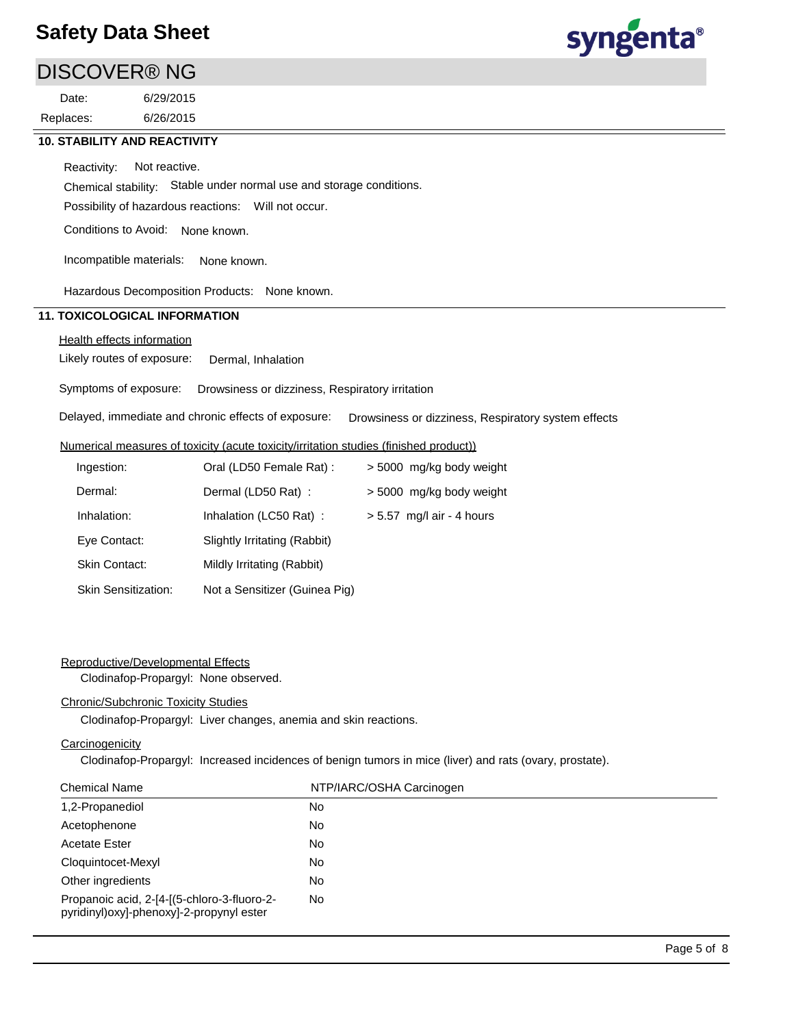## 10. STABILITY AND REACTIVITY

Reactivity: Not reactive.

Chemical stability: Stable under normal use and storage conditions.

Possibility of hazardous reactions: Will not occur.

Conditions to Avoid: None known.

Incompatible materials: None known.

Hazardous Decomposition Products: None known.

## 11. TOXICOLOGICAL INFORMATION

Health effects information

Likely routes of exposure: Dermal, Inhalation

Symptoms of exposure: Drowsiness or dizziness, Respiratory irritation

Delayed, immediate and chronic effects of exposure: Drowsiness or dizziness, Respiratory system effects

Numerical measures of toxicity (acute toxicity/irritation studies (finished product))

| | | |
|---|---|---|
| Ingestion: | Oral (LD50 Female Rat) : | > 5000 mg/kg body weight |
| Dermal: | Dermal (LD50 Rat) : | > 5000 mg/kg body weight |
| Inhalation: | Inhalation (LC50 Rat) : | > 5.57 mg/l air - 4 hours |
| Eye Contact: | Slightly Irritating (Rabbit) | |
| Skin Contact: | Mildly Irritating (Rabbit) | |
| Skin Sensitization: | Not a Sensitizer (Guinea Pig) | |

Reproductive/Developmental Effects

Clodinafop-Propargyl: None observed.

Chronic/Subchronic Toxicity Studies

Clodinafop-Propargyl: Liver changes, anemia and skin reactions.

Carcinogenicity

Clodinafop-Propargyl: Increased incidences of benign tumors in mice (liver) and rats (ovary, prostate).

| Chemical Name | NTP/IARC/OSHA Carcinogen |
|---|---|
| 1,2-Propanediol | No |
| Acetophenone | No |
| Acetate Ester | No |
| Cloquintocet-Mexyl | No |
| Other ingredients | No |
| Propanoic acid, 2-[4-[(5-chloro-3-fluoro-2-pyridinyl)oxy]-phenoxy]-2-propynyl ester | No |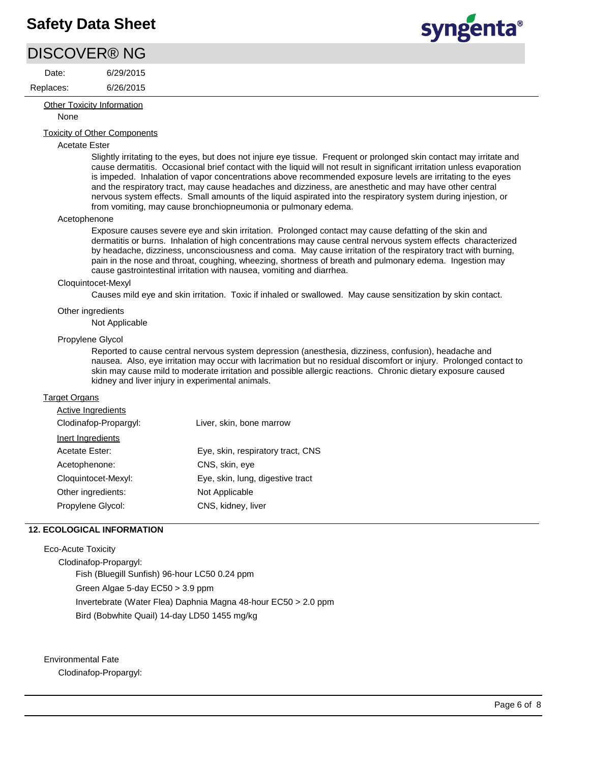Other Toxicity Information

None

Toxicity of Other Components

Acetate Ester

Slightly irritating to the eyes, but does not injure eye tissue. Frequent or prolonged skin contact may irritate and cause dermatitis. Occasional brief contact with the liquid will not result in significant irritation unless evaporation is impeded. Inhalation of vapor concentrations above recommended exposure levels are irritating to the eyes and the respiratory tract, may cause headaches and dizziness, are anesthetic and may have other central nervous system effects. Small amounts of the liquid aspirated into the respiratory system during injestion, or from vomiting, may cause bronchiopneumonia or pulmonary edema.

Acetophenone

Exposure causes severe eye and skin irritation. Prolonged contact may cause defatting of the skin and dermatitis or burns. Inhalation of high concentrations may cause central nervous system effects characterized by headache, dizziness, unconsciousness and coma. May cause irritation of the respiratory tract with burning, pain in the nose and throat, coughing, wheezing, shortness of breath and pulmonary edema. Ingestion may cause gastrointestinal irritation with nausea, vomiting and diarrhea.

Cloquintocet-Mexyl

Causes mild eye and skin irritation. Toxic if inhaled or swallowed. May cause sensitization by skin contact.

Other ingredients

Not Applicable

Propylene Glycol

Reported to cause central nervous system depression (anesthesia, dizziness, confusion), headache and nausea. Also, eye irritation may occur with lacrimation but no residual discomfort or injury. Prolonged contact to skin may cause mild to moderate irritation and possible allergic reactions. Chronic dietary exposure caused kidney and liver injury in experimental animals.

Target Organs

Active Ingredients

| | |
|---|---|
| Clodinafop-Propargyl: | Liver, skin, bone marrow |

Inert Ingredients

| | |
|---|---|
| Acetate Ester: | Eye, skin, respiratory tract, CNS |
| Acetophenone: | CNS, skin, eye |
| Cloquintocet-Mexyl: | Eye, skin, lung, digestive tract |
| Other ingredients: | Not Applicable |
| Propylene Glycol: | CNS, kidney, liver |

## 12. ECOLOGICAL INFORMATION

Eco-Acute Toxicity

Clodinafop-Propargyl:

Fish (Bluegill Sunfish) 96-hour LC50 0.24 ppm

Green Algae 5-day EC50 > 3.9 ppm

Invertebrate (Water Flea) Daphnia Magna 48-hour EC50 > 2.0 ppm

Bird (Bobwhite Quail) 14-day LD50 1455 mg/kg

Environmental Fate

Clodinafop-Propargyl: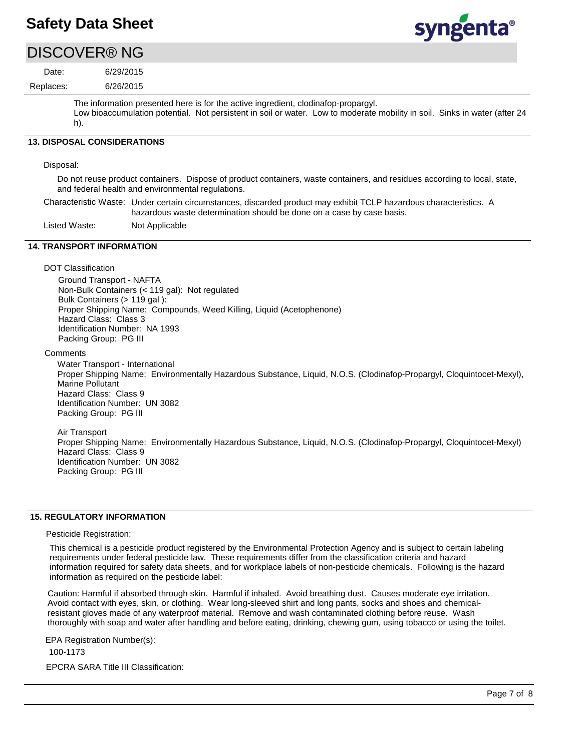The information presented here is for the active ingredient, clodinafop-propargyl.
Low bioaccumulation potential. Not persistent in soil or water. Low to moderate mobility in soil. Sinks in water (after 24 h).

## 13. DISPOSAL CONSIDERATIONS

Disposal:

Do not reuse product containers. Dispose of product containers, waste containers, and residues according to local, state, and federal health and environmental regulations.

Characteristic Waste: Under certain circumstances, discarded product may exhibit TCLP hazardous characteristics. A hazardous waste determination should be done on a case by case basis.

Listed Waste: Not Applicable

## 14. TRANSPORT INFORMATION

DOT Classification

Ground Transport - NAFTA
Non-Bulk Containers (< 119 gal): Not regulated
Bulk Containers (> 119 gal ):
Proper Shipping Name: Compounds, Weed Killing, Liquid (Acetophenone)
Hazard Class: Class 3
Identification Number: NA 1993
Packing Group: PG III

Comments

Water Transport - International
Proper Shipping Name: Environmentally Hazardous Substance, Liquid, N.O.S. (Clodinafop-Propargyl, Cloquintocet-Mexyl), Marine Pollutant
Hazard Class: Class 9
Identification Number: UN 3082
Packing Group: PG III

Air Transport
Proper Shipping Name: Environmentally Hazardous Substance, Liquid, N.O.S. (Clodinafop-Propargyl, Cloquintocet-Mexyl)
Hazard Class: Class 9
Identification Number: UN 3082
Packing Group: PG III

## 15. REGULATORY INFORMATION

Pesticide Registration:

This chemical is a pesticide product registered by the Environmental Protection Agency and is subject to certain labeling requirements under federal pesticide law. These requirements differ from the classification criteria and hazard information required for safety data sheets, and for workplace labels of non-pesticide chemicals. Following is the hazard information as required on the pesticide label:

Caution: Harmful if absorbed through skin. Harmful if inhaled. Avoid breathing dust. Causes moderate eye irritation. Avoid contact with eyes, skin, or clothing. Wear long-sleeved shirt and long pants, socks and shoes and chemical-resistant gloves made of any waterproof material. Remove and wash contaminated clothing before reuse. Wash thoroughly with soap and water after handling and before eating, drinking, chewing gum, using tobacco or using the toilet.

EPA Registration Number(s):

100-1173

EPCRA SARA Title III Classification: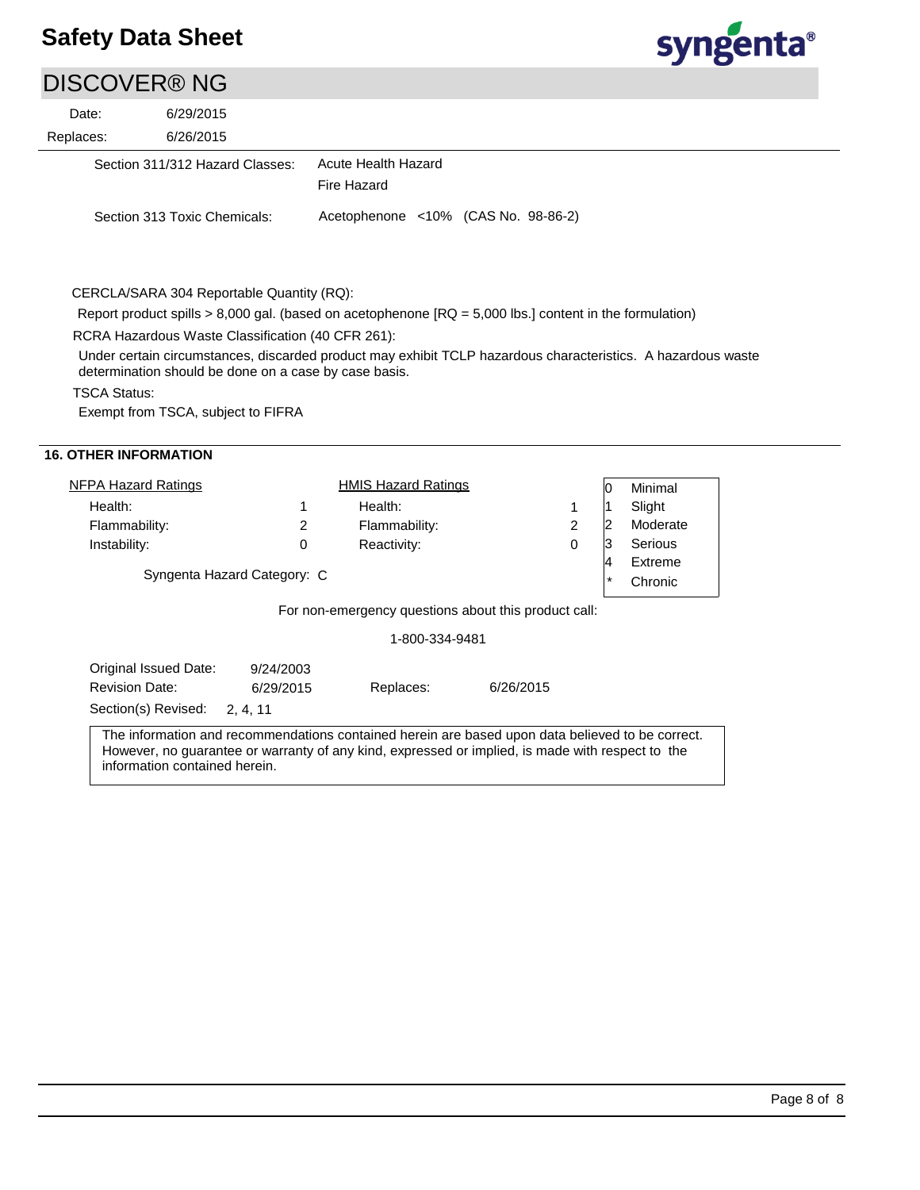Section 311/312 Hazard Classes: Acute Health Hazard
Fire Hazard

Section 313 Toxic Chemicals: Acetophenone <10% (CAS No. 98-86-2)

CERCLA/SARA 304 Reportable Quantity (RQ):

Report product spills > 8,000 gal. (based on acetophenone [RQ = 5,000 lbs.] content in the formulation)

RCRA Hazardous Waste Classification (40 CFR 261):

Under certain circumstances, discarded product may exhibit TCLP hazardous characteristics. A hazardous waste determination should be done on a case by case basis.

TSCA Status:

Exempt from TSCA, subject to FIFRA

## 16. OTHER INFORMATION

| NFPA Hazard Ratings | | HMIS Hazard Ratings | | | |
|---|---|---|---|---|---|
| Health: | 1 | Health: | 1 | 0 | Minimal |
| Flammability: | 2 | Flammability: | 2 | 1 | Slight |
| Instability: | 0 | Reactivity: | 0 | 2 | Moderate |
| | | | | 3 | Serious |
| | | | | 4 | Extreme |
| | | | | * | Chronic |

Syngenta Hazard Category: C

For non-emergency questions about this product call:

1-800-334-9481

Original Issued Date: 9/24/2003
Revision Date: 6/29/2015 Replaces: 6/26/2015
Section(s) Revised: 2, 4, 11

The information and recommendations contained herein are based upon data believed to be correct. However, no guarantee or warranty of any kind, expressed or implied, is made with respect to the information contained herein.